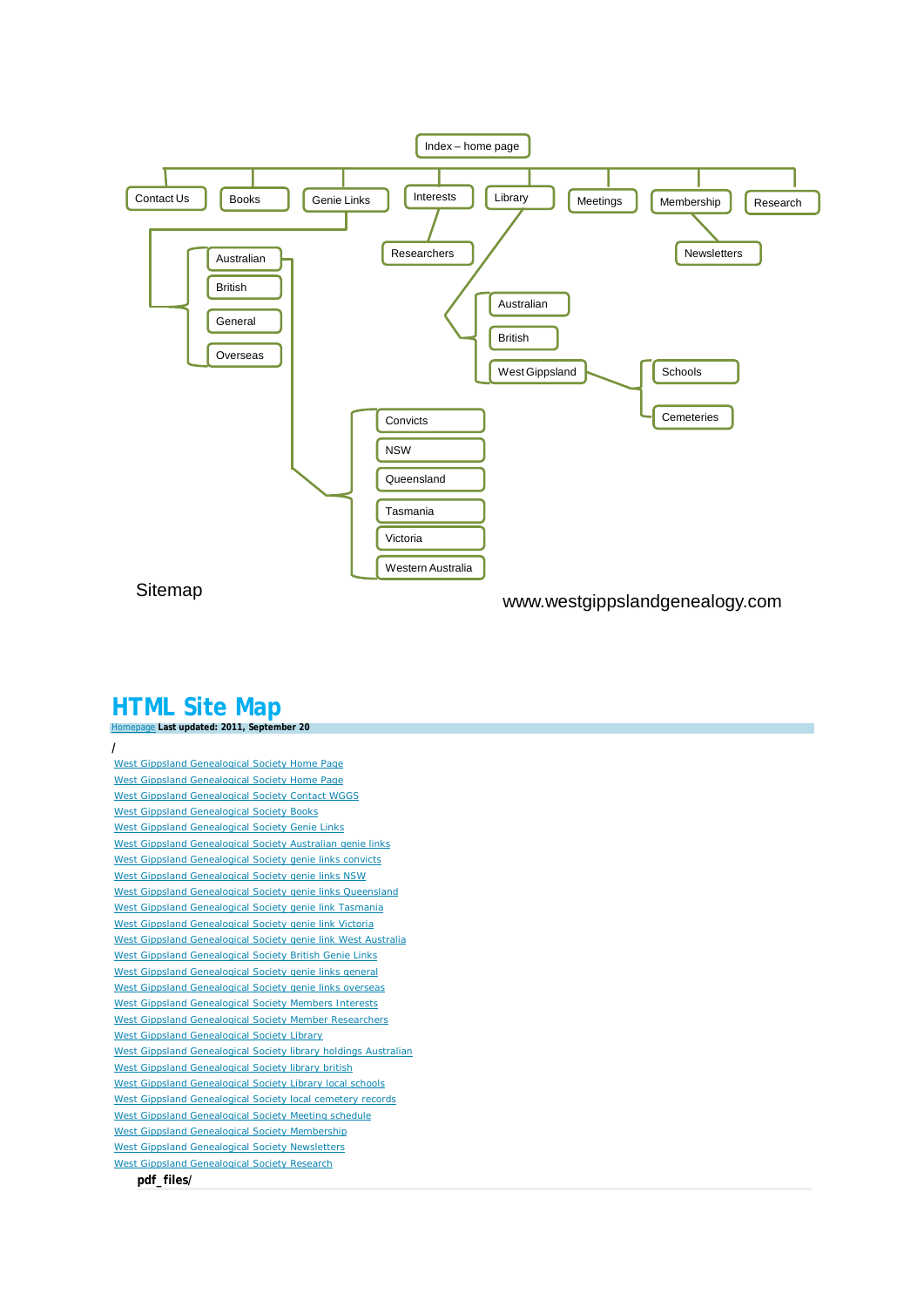Index – home page

- Contact Us
- Books
- Genie Links
  - Australian
    - Convicts
    - NSW
    - Queensland
    - Tasmania
    - Victoria
    - Western Australia
  - British
  - General
  - Overseas
- Interests
  - Researchers
- Library
  - Australian
  - British
  - West Gippsland
    - Schools
    - Cemeteries
- Meetings
- Membership
  - Newsletters
- Research

Sitemap

www.westgippslandgenealogy.com

# HTML Site Map

Homepage **Last updated: 2011, September 20**

/

- West Gippsland Genealogical Society Home Page
- West Gippsland Genealogical Society Home Page
- West Gippsland Genealogical Society Contact WGGS
- West Gippsland Genealogical Society Books
- West Gippsland Genealogical Society Genie Links
- West Gippsland Genealogical Society Australian genie links
- West Gippsland Genealogical Society genie links convicts
- West Gippsland Genealogical Society genie links NSW
- West Gippsland Genealogical Society genie links Queensland
- West Gippsland Genealogical Society genie link Tasmania
- West Gippsland Genealogical Society genie link Victoria
- West Gippsland Genealogical Society genie link West Australia
- West Gippsland Genealogical Society British Genie Links
- West Gippsland Genealogical Society genie links general
- West Gippsland Genealogical Society genie links overseas
- West Gippsland Genealogical Society Members Interests
- West Gippsland Genealogical Society Member Researchers
- West Gippsland Genealogical Society Library
- West Gippsland Genealogical Society library holdings Australian
- West Gippsland Genealogical Society library british
- West Gippsland Genealogical Society Library local schools
- West Gippsland Genealogical Society local cemetery records
- West Gippsland Genealogical Society Meeting schedule
- West Gippsland Genealogical Society Membership
- West Gippsland Genealogical Society Newsletters
- West Gippsland Genealogical Society Research

**pdf_files/**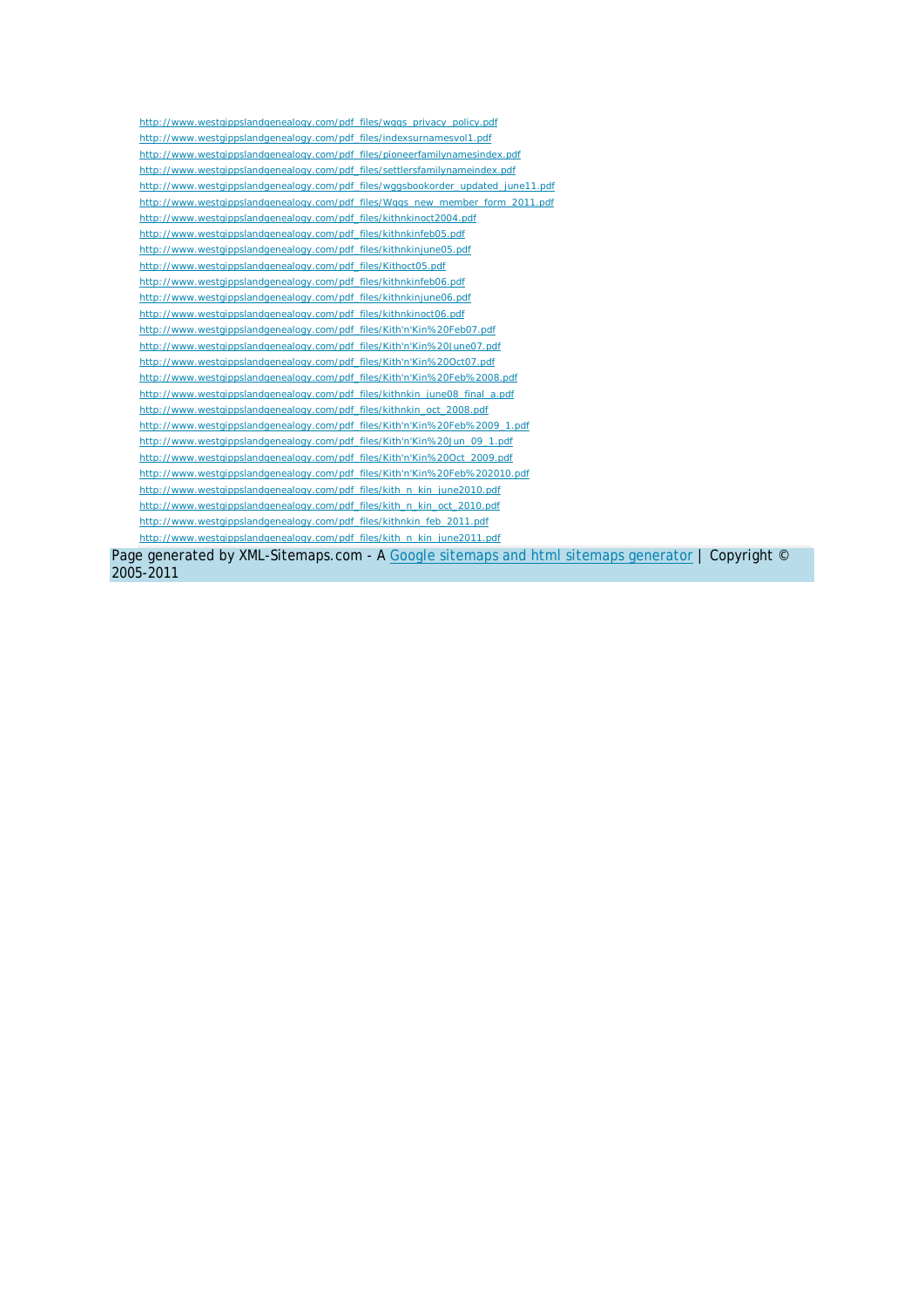http://www.westgippslandgenealogy.com/pdf_files/wggs_privacy_policy.pdf
http://www.westgippslandgenealogy.com/pdf_files/indexsurnamesvol1.pdf
http://www.westgippslandgenealogy.com/pdf_files/pioneerfamilynamesindex.pdf
http://www.westgippslandgenealogy.com/pdf_files/settlersfamilynameindex.pdf
http://www.westgippslandgenealogy.com/pdf_files/wggsbookorder_updated_june11.pdf
http://www.westgippslandgenealogy.com/pdf_files/Wggs_new_member_form_2011.pdf
http://www.westgippslandgenealogy.com/pdf_files/kithnkinoct2004.pdf
http://www.westgippslandgenealogy.com/pdf_files/kithnkinfeb05.pdf
http://www.westgippslandgenealogy.com/pdf_files/kithnkinjune05.pdf
http://www.westgippslandgenealogy.com/pdf_files/Kithoct05.pdf
http://www.westgippslandgenealogy.com/pdf_files/kithnkinfeb06.pdf
http://www.westgippslandgenealogy.com/pdf_files/kithnkinjune06.pdf
http://www.westgippslandgenealogy.com/pdf_files/kithnkinoct06.pdf
http://www.westgippslandgenealogy.com/pdf_files/Kith'n'Kin%20Feb07.pdf
http://www.westgippslandgenealogy.com/pdf_files/Kith'n'Kin%20June07.pdf
http://www.westgippslandgenealogy.com/pdf_files/Kith'n'Kin%20Oct07.pdf
http://www.westgippslandgenealogy.com/pdf_files/Kith'n'Kin%20Feb%2008.pdf
http://www.westgippslandgenealogy.com/pdf_files/kithnkin_june08_final_a.pdf
http://www.westgippslandgenealogy.com/pdf_files/kithnkin_oct_2008.pdf
http://www.westgippslandgenealogy.com/pdf_files/Kith'n'Kin%20Feb%2009_1.pdf
http://www.westgippslandgenealogy.com/pdf_files/Kith'n'Kin%20Jun_09_1.pdf
http://www.westgippslandgenealogy.com/pdf_files/Kith'n'Kin%20Oct_2009.pdf
http://www.westgippslandgenealogy.com/pdf_files/Kith'n'Kin%20Feb%202010.pdf
http://www.westgippslandgenealogy.com/pdf_files/kith_n_kin_june2010.pdf
http://www.westgippslandgenealogy.com/pdf_files/kith_n_kin_oct_2010.pdf
http://www.westgippslandgenealogy.com/pdf_files/kithnkin_feb_2011.pdf
http://www.westgippslandgenealogy.com/pdf_files/kith_n_kin_june2011.pdf

Page generated by XML-Sitemaps.com - A Google sitemaps and html sitemaps generator | Copyright © 2005-2011